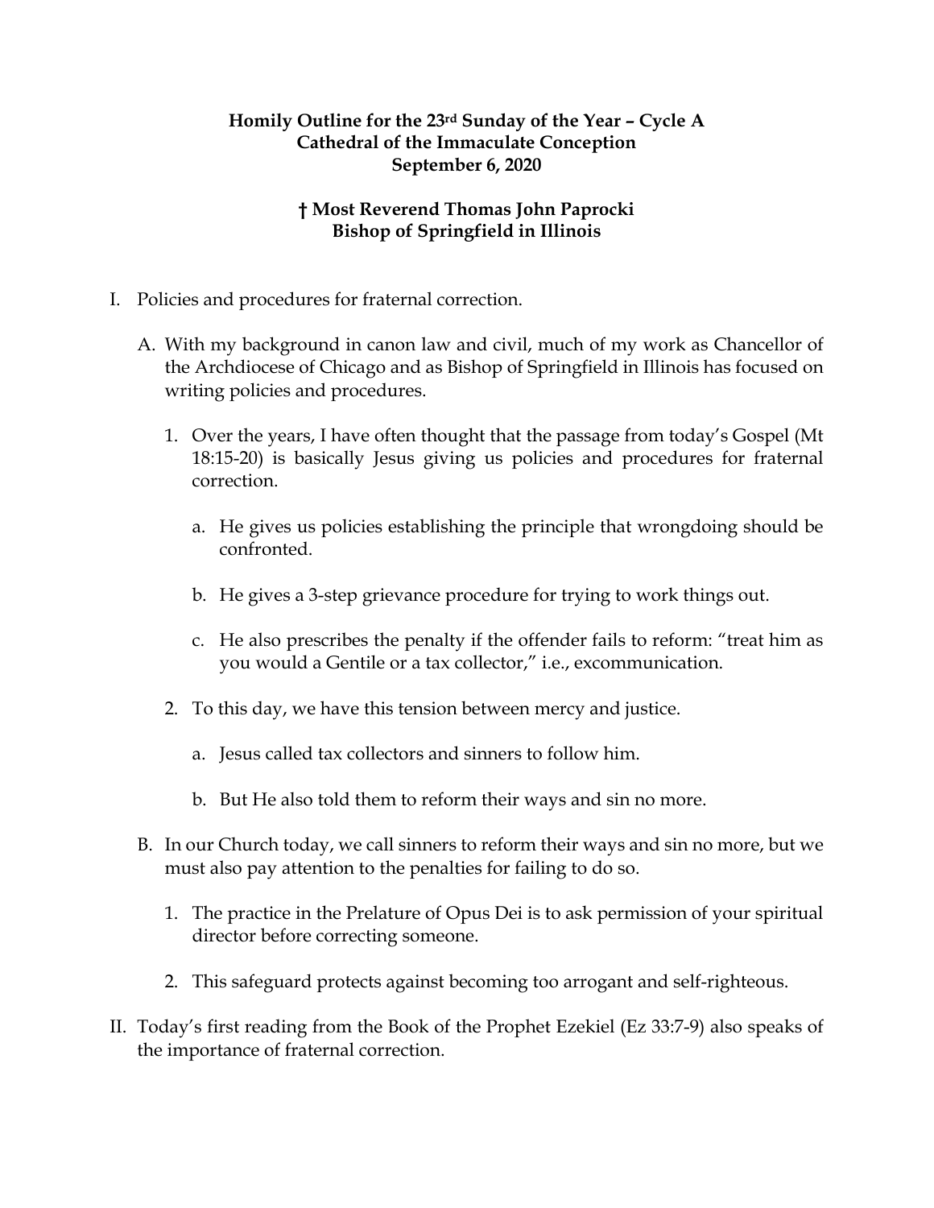**Homily Outline for the 23rd Sunday of the Year – Cycle A**
**Cathedral of the Immaculate Conception**
**September 6, 2020**

**† Most Reverend Thomas John Paprocki**
**Bishop of Springfield in Illinois**

I. Policies and procedures for fraternal correction.

   A. With my background in canon law and civil, much of my work as Chancellor of the Archdiocese of Chicago and as Bishop of Springfield in Illinois has focused on writing policies and procedures.

      1. Over the years, I have often thought that the passage from today's Gospel (Mt 18:15-20) is basically Jesus giving us policies and procedures for fraternal correction.

         a. He gives us policies establishing the principle that wrongdoing should be confronted.

         b. He gives a 3-step grievance procedure for trying to work things out.

         c. He also prescribes the penalty if the offender fails to reform: "treat him as you would a Gentile or a tax collector," i.e., excommunication.

      2. To this day, we have this tension between mercy and justice.

         a. Jesus called tax collectors and sinners to follow him.

         b. But He also told them to reform their ways and sin no more.

   B. In our Church today, we call sinners to reform their ways and sin no more, but we must also pay attention to the penalties for failing to do so.

      1. The practice in the Prelature of Opus Dei is to ask permission of your spiritual director before correcting someone.

      2. This safeguard protects against becoming too arrogant and self-righteous.

II. Today's first reading from the Book of the Prophet Ezekiel (Ez 33:7-9) also speaks of the importance of fraternal correction.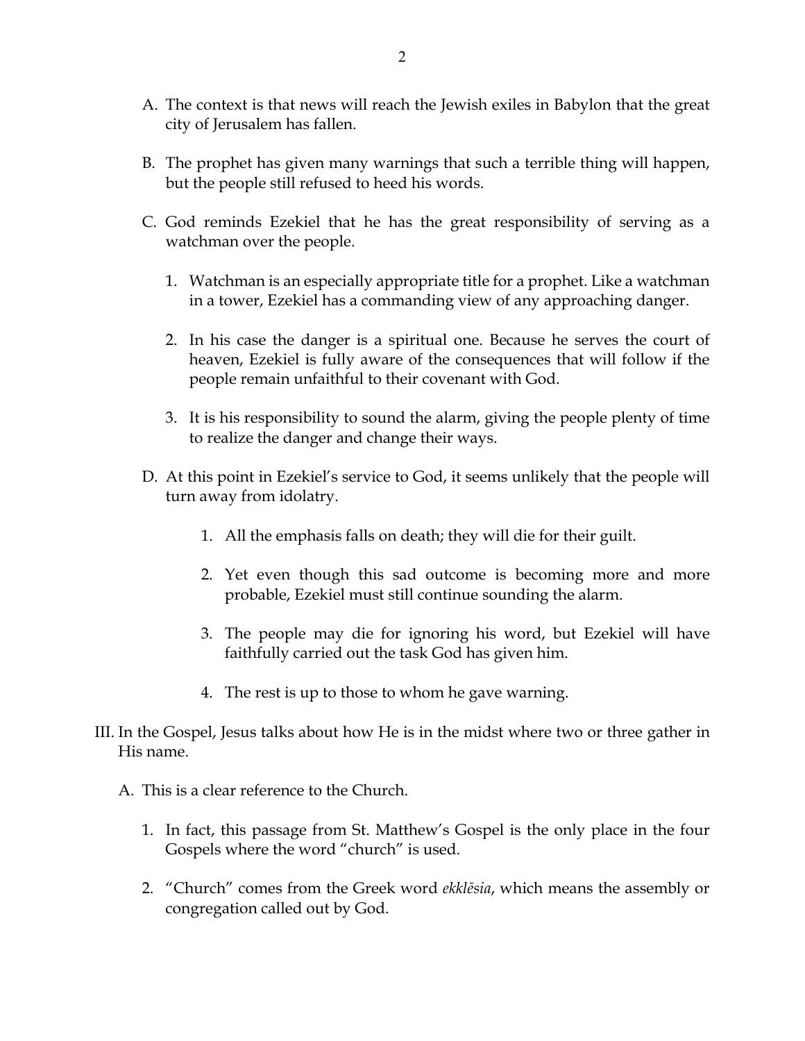A. The context is that news will reach the Jewish exiles in Babylon that the great city of Jerusalem has fallen.

B. The prophet has given many warnings that such a terrible thing will happen, but the people still refused to heed his words.

C. God reminds Ezekiel that he has the great responsibility of serving as a watchman over the people.

   1. Watchman is an especially appropriate title for a prophet. Like a watchman in a tower, Ezekiel has a commanding view of any approaching danger.

   2. In his case the danger is a spiritual one. Because he serves the court of heaven, Ezekiel is fully aware of the consequences that will follow if the people remain unfaithful to their covenant with God.

   3. It is his responsibility to sound the alarm, giving the people plenty of time to realize the danger and change their ways.

D. At this point in Ezekiel's service to God, it seems unlikely that the people will turn away from idolatry.

   1. All the emphasis falls on death; they will die for their guilt.

   2. Yet even though this sad outcome is becoming more and more probable, Ezekiel must still continue sounding the alarm.

   3. The people may die for ignoring his word, but Ezekiel will have faithfully carried out the task God has given him.

   4. The rest is up to those to whom he gave warning.

III. In the Gospel, Jesus talks about how He is in the midst where two or three gather in His name.

   A. This is a clear reference to the Church.

      1. In fact, this passage from St. Matthew's Gospel is the only place in the four Gospels where the word "church" is used.

      2. "Church" comes from the Greek word *ekklēsia*, which means the assembly or congregation called out by God.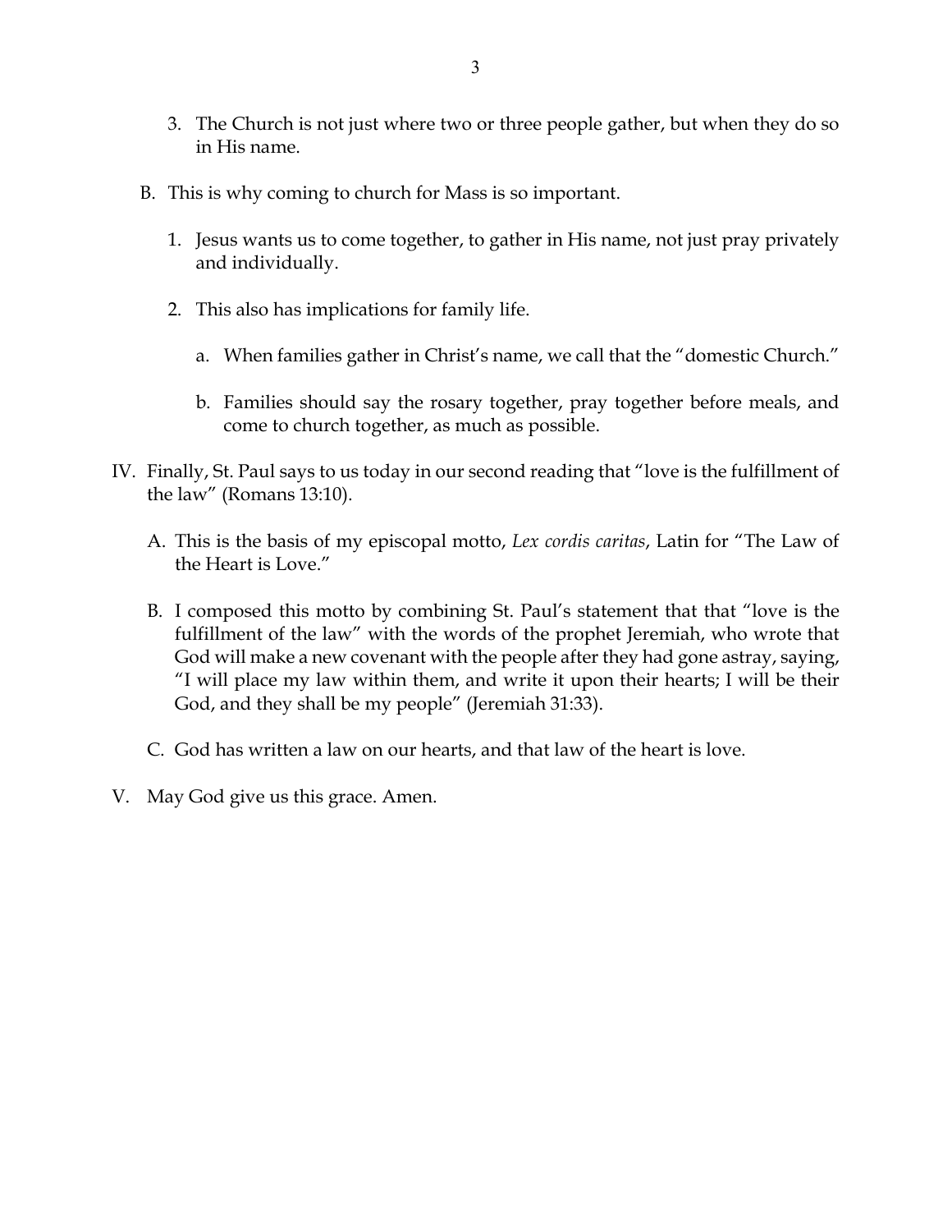3. The Church is not just where two or three people gather, but when they do so in His name.

B. This is why coming to church for Mass is so important.

1. Jesus wants us to come together, to gather in His name, not just pray privately and individually.

2. This also has implications for family life.

a. When families gather in Christ's name, we call that the "domestic Church."

b. Families should say the rosary together, pray together before meals, and come to church together, as much as possible.

IV. Finally, St. Paul says to us today in our second reading that "love is the fulfillment of the law" (Romans 13:10).

A. This is the basis of my episcopal motto, *Lex cordis caritas*, Latin for "The Law of the Heart is Love."

B. I composed this motto by combining St. Paul's statement that that "love is the fulfillment of the law" with the words of the prophet Jeremiah, who wrote that God will make a new covenant with the people after they had gone astray, saying, "I will place my law within them, and write it upon their hearts; I will be their God, and they shall be my people" (Jeremiah 31:33).

C. God has written a law on our hearts, and that law of the heart is love.

V. May God give us this grace. Amen.